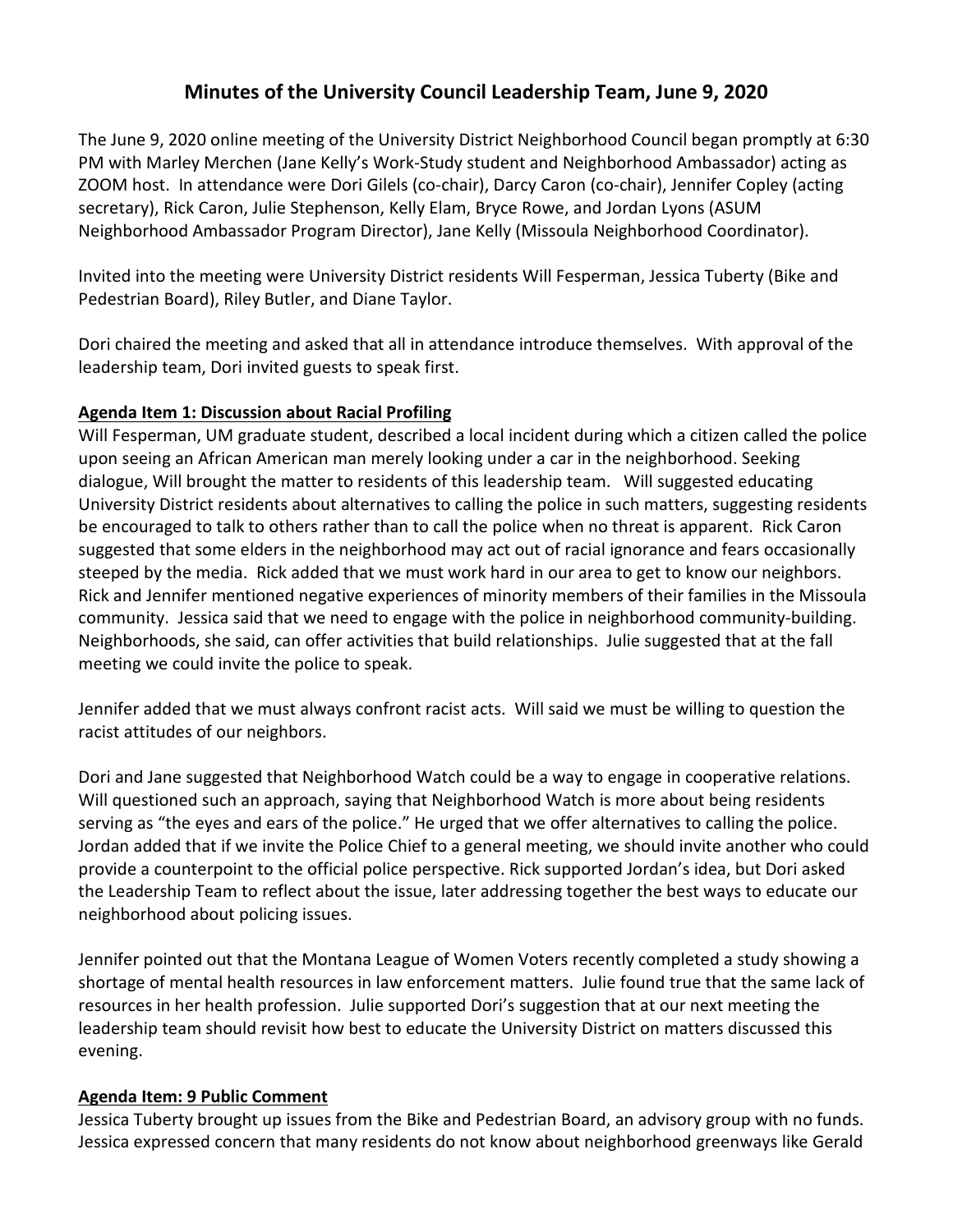# Minutes of the University Council Leadership Team, June 9, 2020

The June 9, 2020 online meeting of the University District Neighborhood Council began promptly at 6:30 PM with Marley Merchen (Jane Kelly's Work-Study student and Neighborhood Ambassador) acting as ZOOM host. In attendance were Dori Gilels (co-chair), Darcy Caron (co-chair), Jennifer Copley (acting secretary), Rick Caron, Julie Stephenson, Kelly Elam, Bryce Rowe, and Jordan Lyons (ASUM Neighborhood Ambassador Program Director), Jane Kelly (Missoula Neighborhood Coordinator).

Invited into the meeting were University District residents Will Fesperman, Jessica Tuberty (Bike and Pedestrian Board), Riley Butler, and Diane Taylor.

Dori chaired the meeting and asked that all in attendance introduce themselves. With approval of the leadership team, Dori invited guests to speak first.

**Agenda Item 1: Discussion about Racial Profiling**

Will Fesperman, UM graduate student, described a local incident during which a citizen called the police upon seeing an African American man merely looking under a car in the neighborhood. Seeking dialogue, Will brought the matter to residents of this leadership team. Will suggested educating University District residents about alternatives to calling the police in such matters, suggesting residents be encouraged to talk to others rather than to call the police when no threat is apparent. Rick Caron suggested that some elders in the neighborhood may act out of racial ignorance and fears occasionally steeped by the media. Rick added that we must work hard in our area to get to know our neighbors. Rick and Jennifer mentioned negative experiences of minority members of their families in the Missoula community. Jessica said that we need to engage with the police in neighborhood community-building. Neighborhoods, she said, can offer activities that build relationships. Julie suggested that at the fall meeting we could invite the police to speak.

Jennifer added that we must always confront racist acts. Will said we must be willing to question the racist attitudes of our neighbors.

Dori and Jane suggested that Neighborhood Watch could be a way to engage in cooperative relations. Will questioned such an approach, saying that Neighborhood Watch is more about being residents serving as "the eyes and ears of the police." He urged that we offer alternatives to calling the police. Jordan added that if we invite the Police Chief to a general meeting, we should invite another who could provide a counterpoint to the official police perspective. Rick supported Jordan's idea, but Dori asked the Leadership Team to reflect about the issue, later addressing together the best ways to educate our neighborhood about policing issues.

Jennifer pointed out that the Montana League of Women Voters recently completed a study showing a shortage of mental health resources in law enforcement matters. Julie found true that the same lack of resources in her health profession. Julie supported Dori's suggestion that at our next meeting the leadership team should revisit how best to educate the University District on matters discussed this evening.

**Agenda Item: 9 Public Comment**

Jessica Tuberty brought up issues from the Bike and Pedestrian Board, an advisory group with no funds. Jessica expressed concern that many residents do not know about neighborhood greenways like Gerald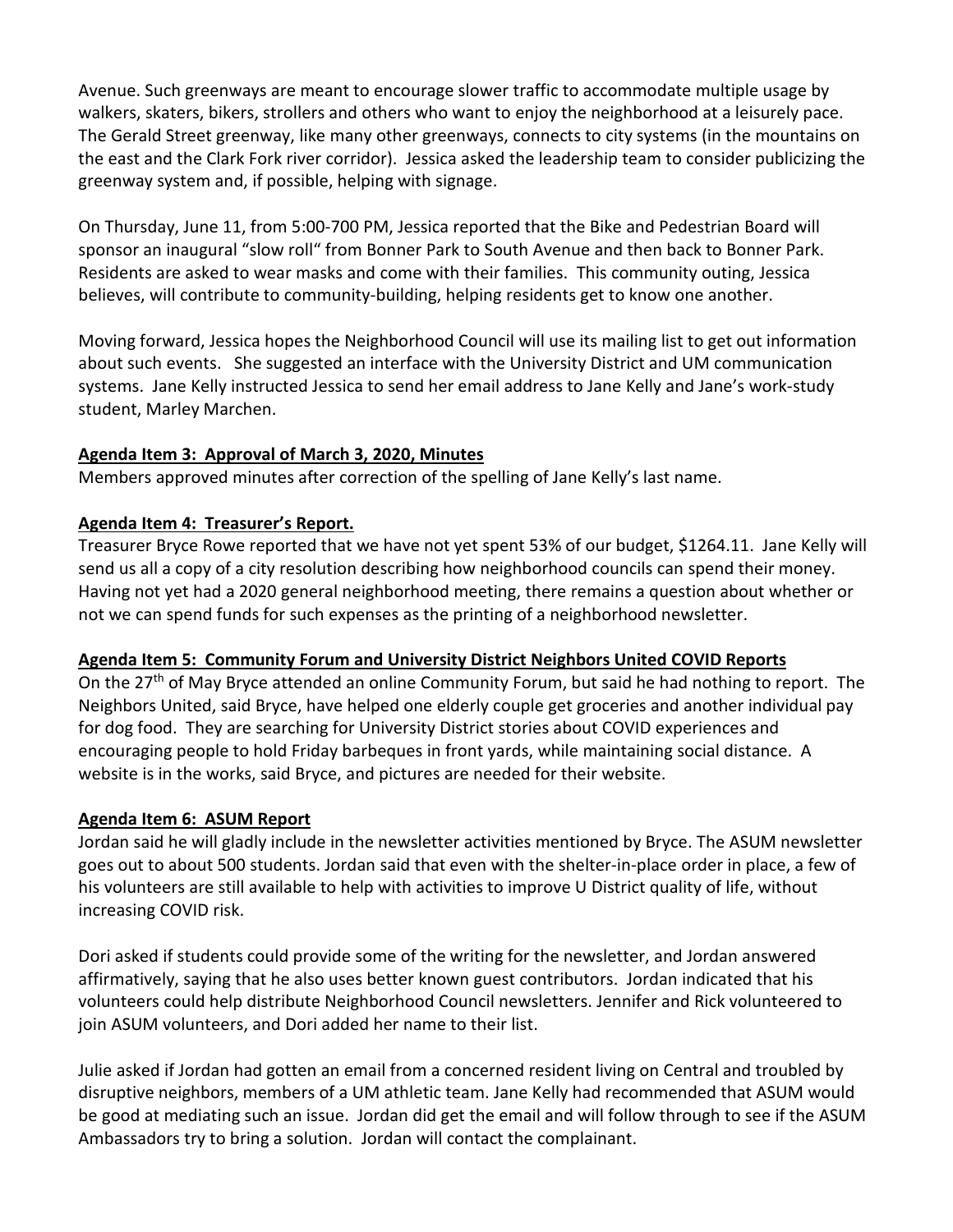Avenue. Such greenways are meant to encourage slower traffic to accommodate multiple usage by walkers, skaters, bikers, strollers and others who want to enjoy the neighborhood at a leisurely pace. The Gerald Street greenway, like many other greenways, connects to city systems (in the mountains on the east and the Clark Fork river corridor). Jessica asked the leadership team to consider publicizing the greenway system and, if possible, helping with signage.

On Thursday, June 11, from 5:00-700 PM, Jessica reported that the Bike and Pedestrian Board will sponsor an inaugural "slow roll" from Bonner Park to South Avenue and then back to Bonner Park. Residents are asked to wear masks and come with their families. This community outing, Jessica believes, will contribute to community-building, helping residents get to know one another.

Moving forward, Jessica hopes the Neighborhood Council will use its mailing list to get out information about such events. She suggested an interface with the University District and UM communication systems. Jane Kelly instructed Jessica to send her email address to Jane Kelly and Jane's work-study student, Marley Marchen.

**Agenda Item 3: Approval of March 3, 2020, Minutes**

Members approved minutes after correction of the spelling of Jane Kelly's last name.

**Agenda Item 4: Treasurer's Report.**

Treasurer Bryce Rowe reported that we have not yet spent 53% of our budget, $1264.11. Jane Kelly will send us all a copy of a city resolution describing how neighborhood councils can spend their money. Having not yet had a 2020 general neighborhood meeting, there remains a question about whether or not we can spend funds for such expenses as the printing of a neighborhood newsletter.

**Agenda Item 5: Community Forum and University District Neighbors United COVID Reports**

On the 27th of May Bryce attended an online Community Forum, but said he had nothing to report. The Neighbors United, said Bryce, have helped one elderly couple get groceries and another individual pay for dog food. They are searching for University District stories about COVID experiences and encouraging people to hold Friday barbeques in front yards, while maintaining social distance. A website is in the works, said Bryce, and pictures are needed for their website.

**Agenda Item 6: ASUM Report**

Jordan said he will gladly include in the newsletter activities mentioned by Bryce. The ASUM newsletter goes out to about 500 students. Jordan said that even with the shelter-in-place order in place, a few of his volunteers are still available to help with activities to improve U District quality of life, without increasing COVID risk.

Dori asked if students could provide some of the writing for the newsletter, and Jordan answered affirmatively, saying that he also uses better known guest contributors. Jordan indicated that his volunteers could help distribute Neighborhood Council newsletters. Jennifer and Rick volunteered to join ASUM volunteers, and Dori added her name to their list.

Julie asked if Jordan had gotten an email from a concerned resident living on Central and troubled by disruptive neighbors, members of a UM athletic team. Jane Kelly had recommended that ASUM would be good at mediating such an issue. Jordan did get the email and will follow through to see if the ASUM Ambassadors try to bring a solution. Jordan will contact the complainant.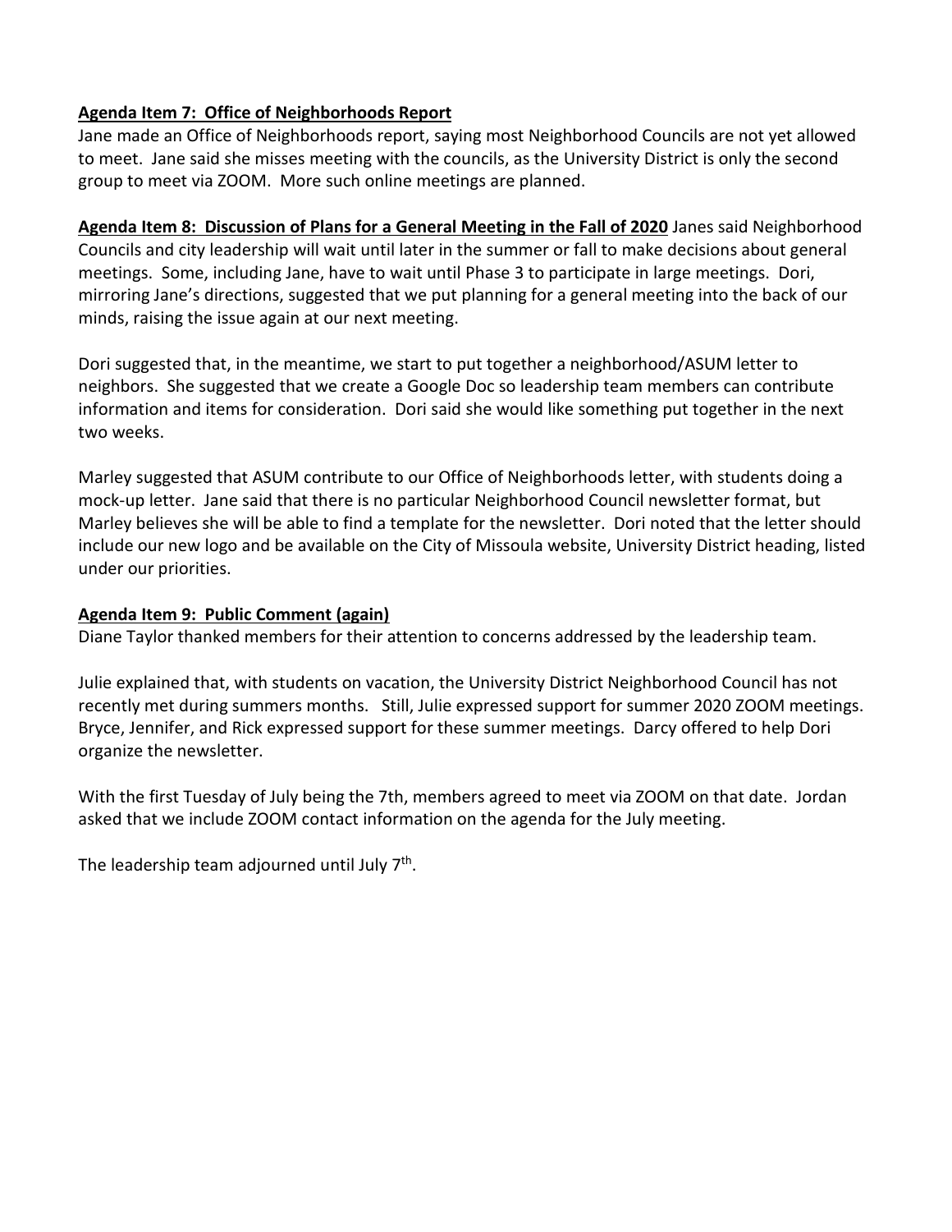**Agenda Item 7: Office of Neighborhoods Report**

Jane made an Office of Neighborhoods report, saying most Neighborhood Councils are not yet allowed to meet. Jane said she misses meeting with the councils, as the University District is only the second group to meet via ZOOM. More such online meetings are planned.

**Agenda Item 8: Discussion of Plans for a General Meeting in the Fall of 2020** Janes said Neighborhood Councils and city leadership will wait until later in the summer or fall to make decisions about general meetings. Some, including Jane, have to wait until Phase 3 to participate in large meetings. Dori, mirroring Jane's directions, suggested that we put planning for a general meeting into the back of our minds, raising the issue again at our next meeting.

Dori suggested that, in the meantime, we start to put together a neighborhood/ASUM letter to neighbors. She suggested that we create a Google Doc so leadership team members can contribute information and items for consideration. Dori said she would like something put together in the next two weeks.

Marley suggested that ASUM contribute to our Office of Neighborhoods letter, with students doing a mock-up letter. Jane said that there is no particular Neighborhood Council newsletter format, but Marley believes she will be able to find a template for the newsletter. Dori noted that the letter should include our new logo and be available on the City of Missoula website, University District heading, listed under our priorities.

**Agenda Item 9: Public Comment (again)**

Diane Taylor thanked members for their attention to concerns addressed by the leadership team.

Julie explained that, with students on vacation, the University District Neighborhood Council has not recently met during summers months. Still, Julie expressed support for summer 2020 ZOOM meetings. Bryce, Jennifer, and Rick expressed support for these summer meetings. Darcy offered to help Dori organize the newsletter.

With the first Tuesday of July being the 7th, members agreed to meet via ZOOM on that date. Jordan asked that we include ZOOM contact information on the agenda for the July meeting.

The leadership team adjourned until July 7th.